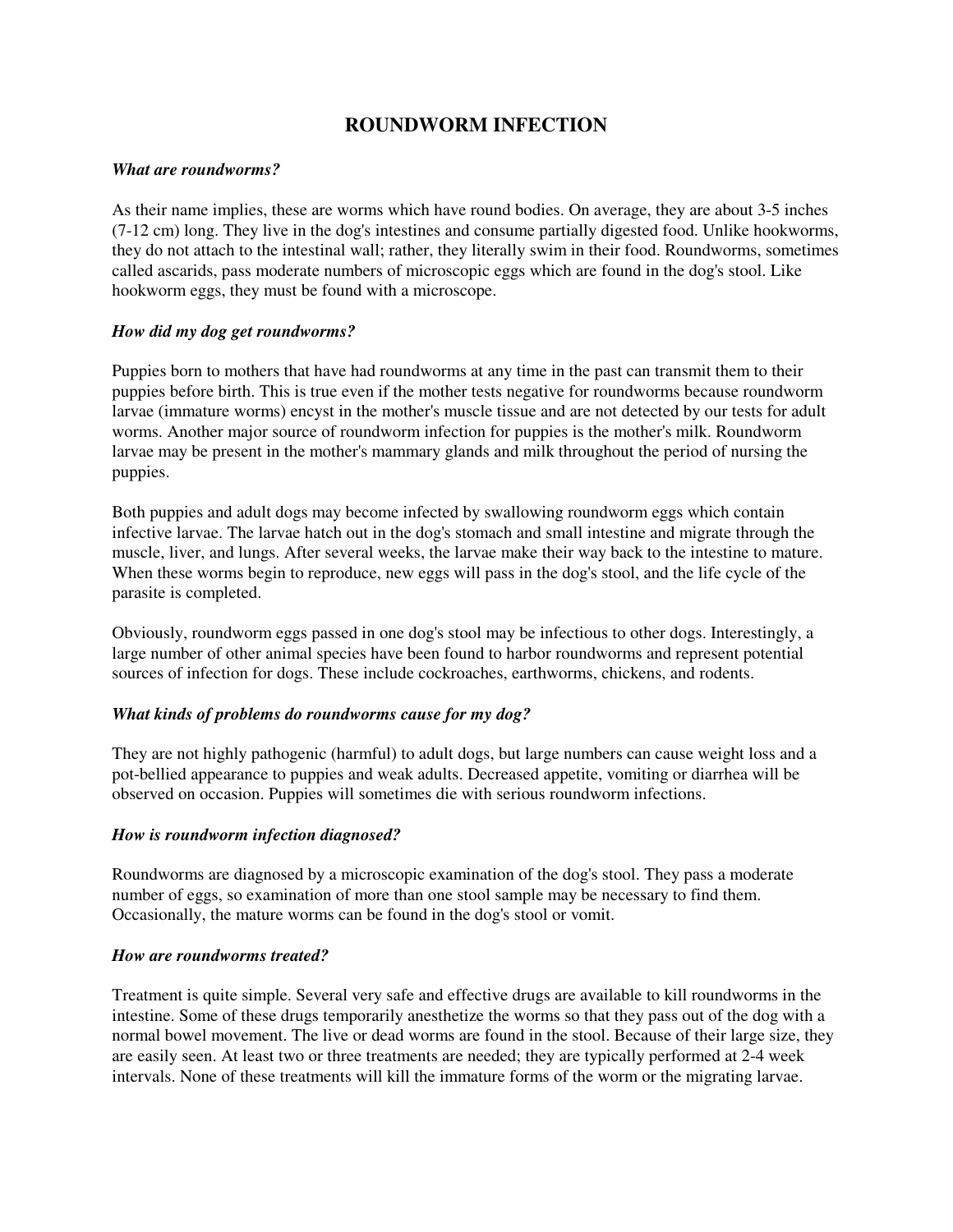# ROUNDWORM INFECTION

### *What are roundworms?*

As their name implies, these are worms which have round bodies. On average, they are about 3-5 inches (7-12 cm) long. They live in the dog's intestines and consume partially digested food. Unlike hookworms, they do not attach to the intestinal wall; rather, they literally swim in their food. Roundworms, sometimes called ascarids, pass moderate numbers of microscopic eggs which are found in the dog's stool. Like hookworm eggs, they must be found with a microscope.

### *How did my dog get roundworms?*

Puppies born to mothers that have had roundworms at any time in the past can transmit them to their puppies before birth. This is true even if the mother tests negative for roundworms because roundworm larvae (immature worms) encyst in the mother's muscle tissue and are not detected by our tests for adult worms. Another major source of roundworm infection for puppies is the mother's milk. Roundworm larvae may be present in the mother's mammary glands and milk throughout the period of nursing the puppies.

Both puppies and adult dogs may become infected by swallowing roundworm eggs which contain infective larvae. The larvae hatch out in the dog's stomach and small intestine and migrate through the muscle, liver, and lungs. After several weeks, the larvae make their way back to the intestine to mature. When these worms begin to reproduce, new eggs will pass in the dog's stool, and the life cycle of the parasite is completed.

Obviously, roundworm eggs passed in one dog's stool may be infectious to other dogs. Interestingly, a large number of other animal species have been found to harbor roundworms and represent potential sources of infection for dogs. These include cockroaches, earthworms, chickens, and rodents.

### *What kinds of problems do roundworms cause for my dog?*

They are not highly pathogenic (harmful) to adult dogs, but large numbers can cause weight loss and a pot-bellied appearance to puppies and weak adults. Decreased appetite, vomiting or diarrhea will be observed on occasion. Puppies will sometimes die with serious roundworm infections.

### *How is roundworm infection diagnosed?*

Roundworms are diagnosed by a microscopic examination of the dog's stool. They pass a moderate number of eggs, so examination of more than one stool sample may be necessary to find them. Occasionally, the mature worms can be found in the dog's stool or vomit.

### *How are roundworms treated?*

Treatment is quite simple. Several very safe and effective drugs are available to kill roundworms in the intestine. Some of these drugs temporarily anesthetize the worms so that they pass out of the dog with a normal bowel movement. The live or dead worms are found in the stool. Because of their large size, they are easily seen. At least two or three treatments are needed; they are typically performed at 2-4 week intervals. None of these treatments will kill the immature forms of the worm or the migrating larvae.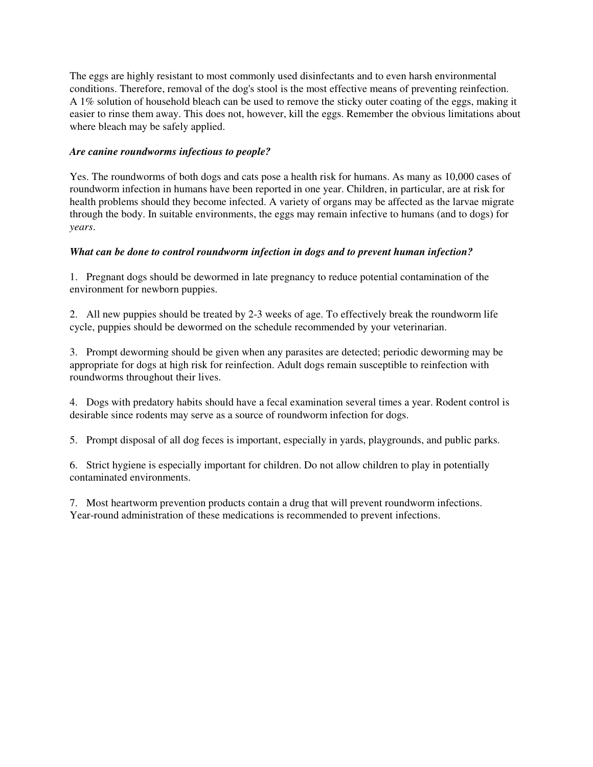The eggs are highly resistant to most commonly used disinfectants and to even harsh environmental conditions. Therefore, removal of the dog's stool is the most effective means of preventing reinfection. A 1% solution of household bleach can be used to remove the sticky outer coating of the eggs, making it easier to rinse them away. This does not, however, kill the eggs. Remember the obvious limitations about where bleach may be safely applied.

***Are canine roundworms infectious to people?***

Yes. The roundworms of both dogs and cats pose a health risk for humans. As many as 10,000 cases of roundworm infection in humans have been reported in one year. Children, in particular, are at risk for health problems should they become infected. A variety of organs may be affected as the larvae migrate through the body. In suitable environments, the eggs may remain infective to humans (and to dogs) for *years*.

***What can be done to control roundworm infection in dogs and to prevent human infection?***

1. Pregnant dogs should be dewormed in late pregnancy to reduce potential contamination of the environment for newborn puppies.

2. All new puppies should be treated by 2-3 weeks of age. To effectively break the roundworm life cycle, puppies should be dewormed on the schedule recommended by your veterinarian.

3. Prompt deworming should be given when any parasites are detected; periodic deworming may be appropriate for dogs at high risk for reinfection. Adult dogs remain susceptible to reinfection with roundworms throughout their lives.

4. Dogs with predatory habits should have a fecal examination several times a year. Rodent control is desirable since rodents may serve as a source of roundworm infection for dogs.

5. Prompt disposal of all dog feces is important, especially in yards, playgrounds, and public parks.

6. Strict hygiene is especially important for children. Do not allow children to play in potentially contaminated environments.

7. Most heartworm prevention products contain a drug that will prevent roundworm infections. Year-round administration of these medications is recommended to prevent infections.